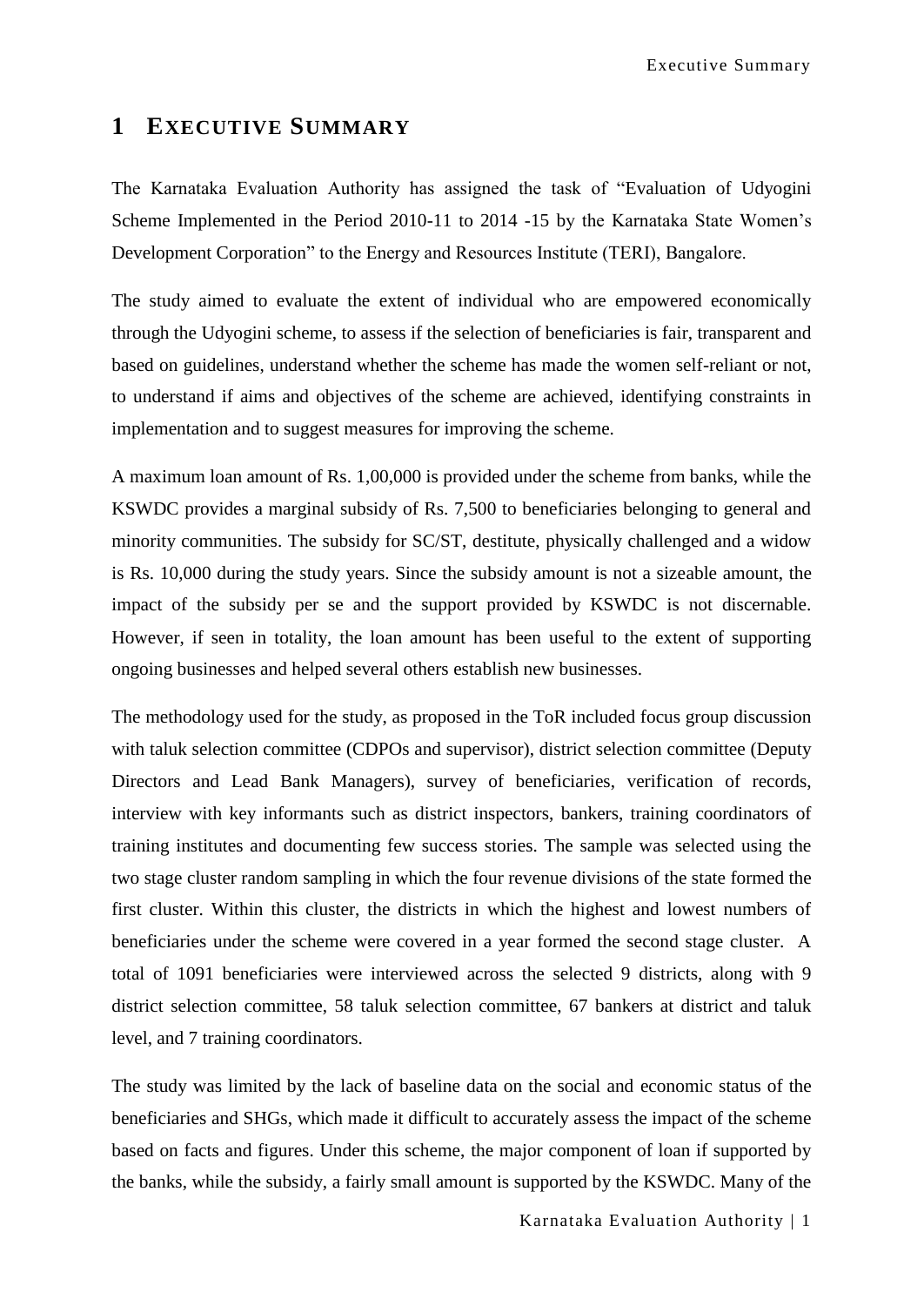# 1 EXECUTIVE SUMMARY

The Karnataka Evaluation Authority has assigned the task of "Evaluation of Udyogini Scheme Implemented in the Period 2010-11 to 2014 -15 by the Karnataka State Women's Development Corporation" to the Energy and Resources Institute (TERI), Bangalore.

The study aimed to evaluate the extent of individual who are empowered economically through the Udyogini scheme, to assess if the selection of beneficiaries is fair, transparent and based on guidelines, understand whether the scheme has made the women self-reliant or not, to understand if aims and objectives of the scheme are achieved, identifying constraints in implementation and to suggest measures for improving the scheme.

A maximum loan amount of Rs. 1,00,000 is provided under the scheme from banks, while the KSWDC provides a marginal subsidy of Rs. 7,500 to beneficiaries belonging to general and minority communities. The subsidy for SC/ST, destitute, physically challenged and a widow is Rs. 10,000 during the study years. Since the subsidy amount is not a sizeable amount, the impact of the subsidy per se and the support provided by KSWDC is not discernable. However, if seen in totality, the loan amount has been useful to the extent of supporting ongoing businesses and helped several others establish new businesses.

The methodology used for the study, as proposed in the ToR included focus group discussion with taluk selection committee (CDPOs and supervisor), district selection committee (Deputy Directors and Lead Bank Managers), survey of beneficiaries, verification of records, interview with key informants such as district inspectors, bankers, training coordinators of training institutes and documenting few success stories. The sample was selected using the two stage cluster random sampling in which the four revenue divisions of the state formed the first cluster. Within this cluster, the districts in which the highest and lowest numbers of beneficiaries under the scheme were covered in a year formed the second stage cluster. A total of 1091 beneficiaries were interviewed across the selected 9 districts, along with 9 district selection committee, 58 taluk selection committee, 67 bankers at district and taluk level, and 7 training coordinators.

The study was limited by the lack of baseline data on the social and economic status of the beneficiaries and SHGs, which made it difficult to accurately assess the impact of the scheme based on facts and figures. Under this scheme, the major component of loan if supported by the banks, while the subsidy, a fairly small amount is supported by the KSWDC. Many of the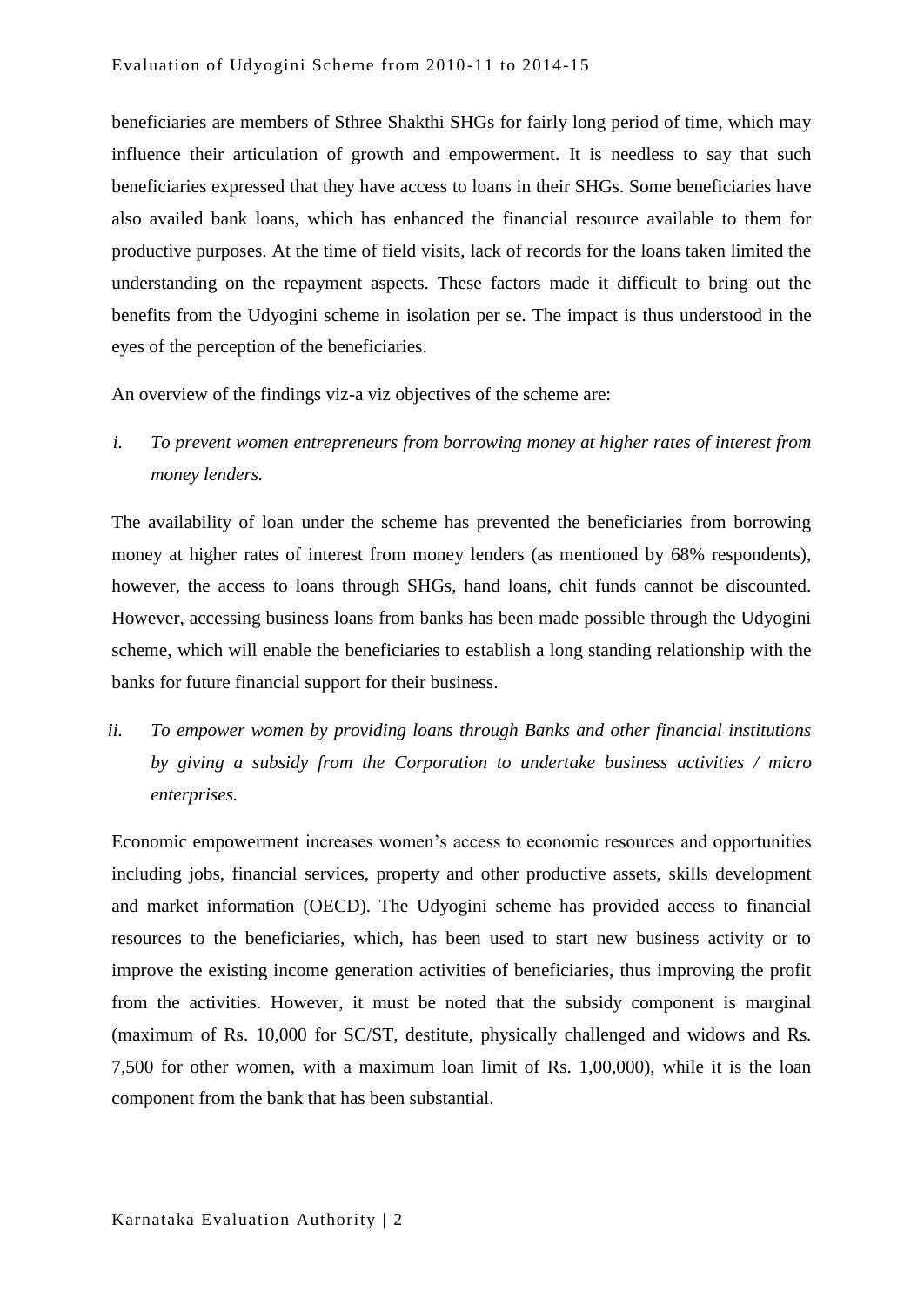beneficiaries are members of Sthree Shakthi SHGs for fairly long period of time, which may influence their articulation of growth and empowerment. It is needless to say that such beneficiaries expressed that they have access to loans in their SHGs. Some beneficiaries have also availed bank loans, which has enhanced the financial resource available to them for productive purposes. At the time of field visits, lack of records for the loans taken limited the understanding on the repayment aspects. These factors made it difficult to bring out the benefits from the Udyogini scheme in isolation per se. The impact is thus understood in the eyes of the perception of the beneficiaries.

An overview of the findings viz-a viz objectives of the scheme are:

i. *To prevent women entrepreneurs from borrowing money at higher rates of interest from money lenders.*

The availability of loan under the scheme has prevented the beneficiaries from borrowing money at higher rates of interest from money lenders (as mentioned by 68% respondents), however, the access to loans through SHGs, hand loans, chit funds cannot be discounted. However, accessing business loans from banks has been made possible through the Udyogini scheme, which will enable the beneficiaries to establish a long standing relationship with the banks for future financial support for their business.

ii. *To empower women by providing loans through Banks and other financial institutions by giving a subsidy from the Corporation to undertake business activities / micro enterprises.*

Economic empowerment increases women's access to economic resources and opportunities including jobs, financial services, property and other productive assets, skills development and market information (OECD). The Udyogini scheme has provided access to financial resources to the beneficiaries, which, has been used to start new business activity or to improve the existing income generation activities of beneficiaries, thus improving the profit from the activities. However, it must be noted that the subsidy component is marginal (maximum of Rs. 10,000 for SC/ST, destitute, physically challenged and widows and Rs. 7,500 for other women, with a maximum loan limit of Rs. 1,00,000), while it is the loan component from the bank that has been substantial.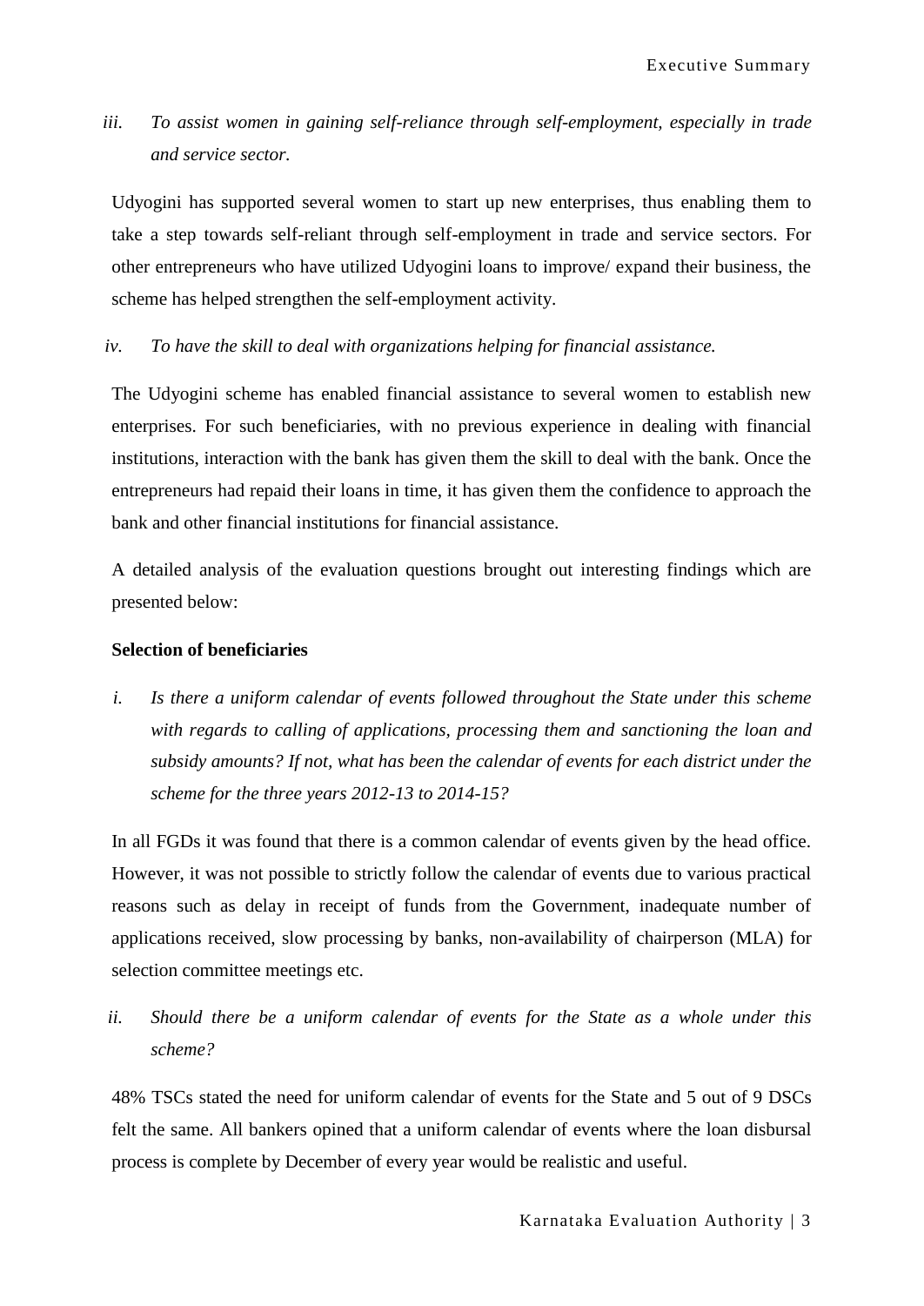*iii. To assist women in gaining self-reliance through self-employment, especially in trade and service sector.*

Udyogini has supported several women to start up new enterprises, thus enabling them to take a step towards self-reliant through self-employment in trade and service sectors. For other entrepreneurs who have utilized Udyogini loans to improve/ expand their business, the scheme has helped strengthen the self-employment activity.

*iv. To have the skill to deal with organizations helping for financial assistance.*

The Udyogini scheme has enabled financial assistance to several women to establish new enterprises. For such beneficiaries, with no previous experience in dealing with financial institutions, interaction with the bank has given them the skill to deal with the bank. Once the entrepreneurs had repaid their loans in time, it has given them the confidence to approach the bank and other financial institutions for financial assistance.

A detailed analysis of the evaluation questions brought out interesting findings which are presented below:

**Selection of beneficiaries**

*i. Is there a uniform calendar of events followed throughout the State under this scheme with regards to calling of applications, processing them and sanctioning the loan and subsidy amounts? If not, what has been the calendar of events for each district under the scheme for the three years 2012-13 to 2014-15?*

In all FGDs it was found that there is a common calendar of events given by the head office. However, it was not possible to strictly follow the calendar of events due to various practical reasons such as delay in receipt of funds from the Government, inadequate number of applications received, slow processing by banks, non-availability of chairperson (MLA) for selection committee meetings etc.

*ii. Should there be a uniform calendar of events for the State as a whole under this scheme?*

48% TSCs stated the need for uniform calendar of events for the State and 5 out of 9 DSCs felt the same. All bankers opined that a uniform calendar of events where the loan disbursal process is complete by December of every year would be realistic and useful.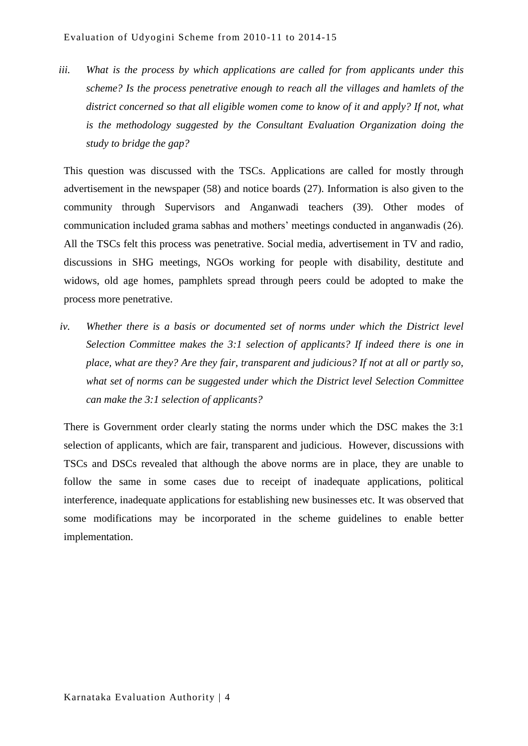iii. *What is the process by which applications are called for from applicants under this scheme? Is the process penetrative enough to reach all the villages and hamlets of the district concerned so that all eligible women come to know of it and apply? If not, what is the methodology suggested by the Consultant Evaluation Organization doing the study to bridge the gap?*

This question was discussed with the TSCs. Applications are called for mostly through advertisement in the newspaper (58) and notice boards (27). Information is also given to the community through Supervisors and Anganwadi teachers (39). Other modes of communication included grama sabhas and mothers' meetings conducted in anganwadis (26). All the TSCs felt this process was penetrative. Social media, advertisement in TV and radio, discussions in SHG meetings, NGOs working for people with disability, destitute and widows, old age homes, pamphlets spread through peers could be adopted to make the process more penetrative.

iv. *Whether there is a basis or documented set of norms under which the District level Selection Committee makes the 3:1 selection of applicants? If indeed there is one in place, what are they? Are they fair, transparent and judicious? If not at all or partly so, what set of norms can be suggested under which the District level Selection Committee can make the 3:1 selection of applicants?*

There is Government order clearly stating the norms under which the DSC makes the 3:1 selection of applicants, which are fair, transparent and judicious. However, discussions with TSCs and DSCs revealed that although the above norms are in place, they are unable to follow the same in some cases due to receipt of inadequate applications, political interference, inadequate applications for establishing new businesses etc. It was observed that some modifications may be incorporated in the scheme guidelines to enable better implementation.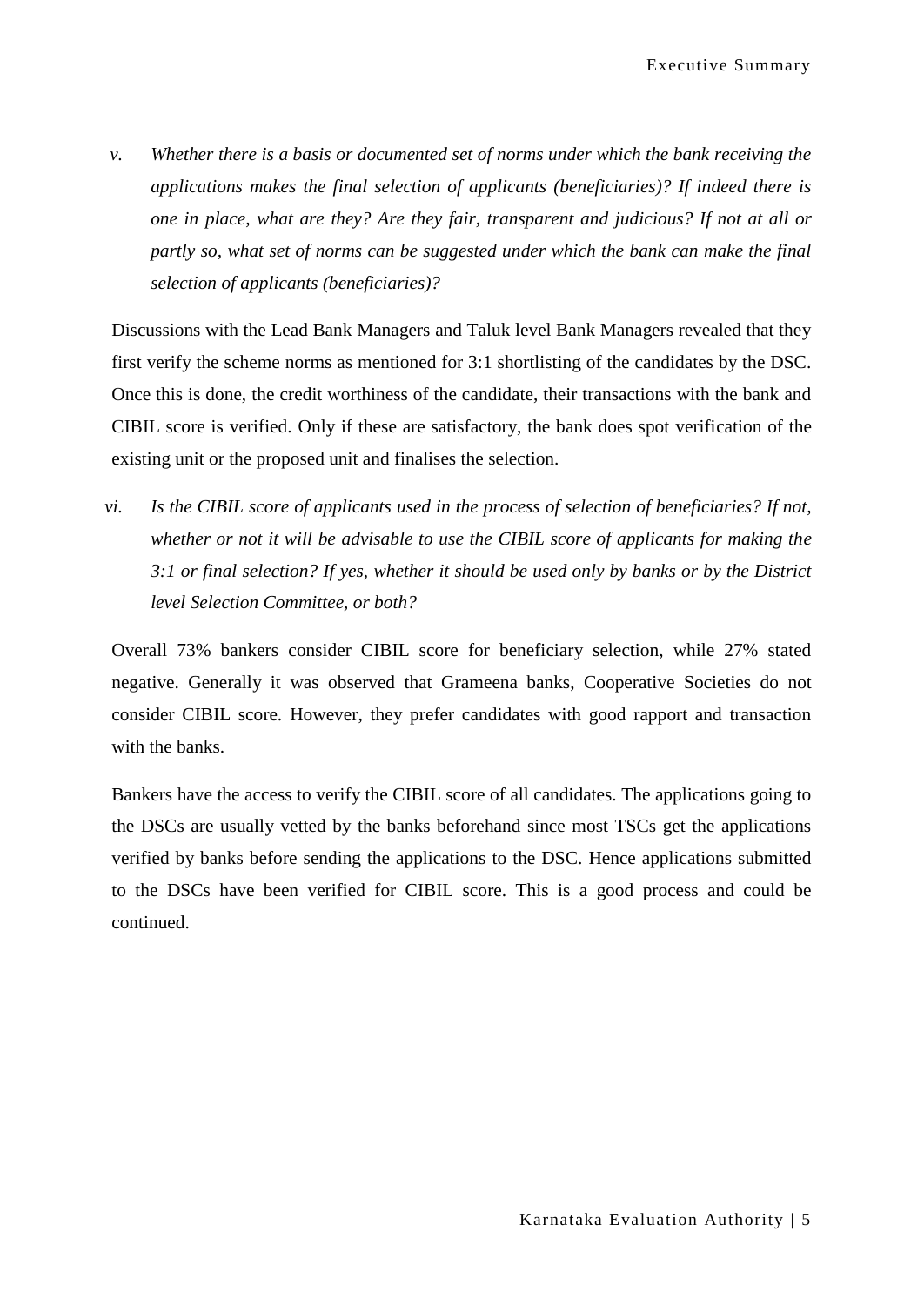*v. Whether there is a basis or documented set of norms under which the bank receiving the applications makes the final selection of applicants (beneficiaries)? If indeed there is one in place, what are they? Are they fair, transparent and judicious? If not at all or partly so, what set of norms can be suggested under which the bank can make the final selection of applicants (beneficiaries)?*

Discussions with the Lead Bank Managers and Taluk level Bank Managers revealed that they first verify the scheme norms as mentioned for 3:1 shortlisting of the candidates by the DSC. Once this is done, the credit worthiness of the candidate, their transactions with the bank and CIBIL score is verified. Only if these are satisfactory, the bank does spot verification of the existing unit or the proposed unit and finalises the selection.

*vi. Is the CIBIL score of applicants used in the process of selection of beneficiaries? If not, whether or not it will be advisable to use the CIBIL score of applicants for making the 3:1 or final selection? If yes, whether it should be used only by banks or by the District level Selection Committee, or both?*

Overall 73% bankers consider CIBIL score for beneficiary selection, while 27% stated negative. Generally it was observed that Grameena banks, Cooperative Societies do not consider CIBIL score. However, they prefer candidates with good rapport and transaction with the banks.

Bankers have the access to verify the CIBIL score of all candidates. The applications going to the DSCs are usually vetted by the banks beforehand since most TSCs get the applications verified by banks before sending the applications to the DSC. Hence applications submitted to the DSCs have been verified for CIBIL score. This is a good process and could be continued.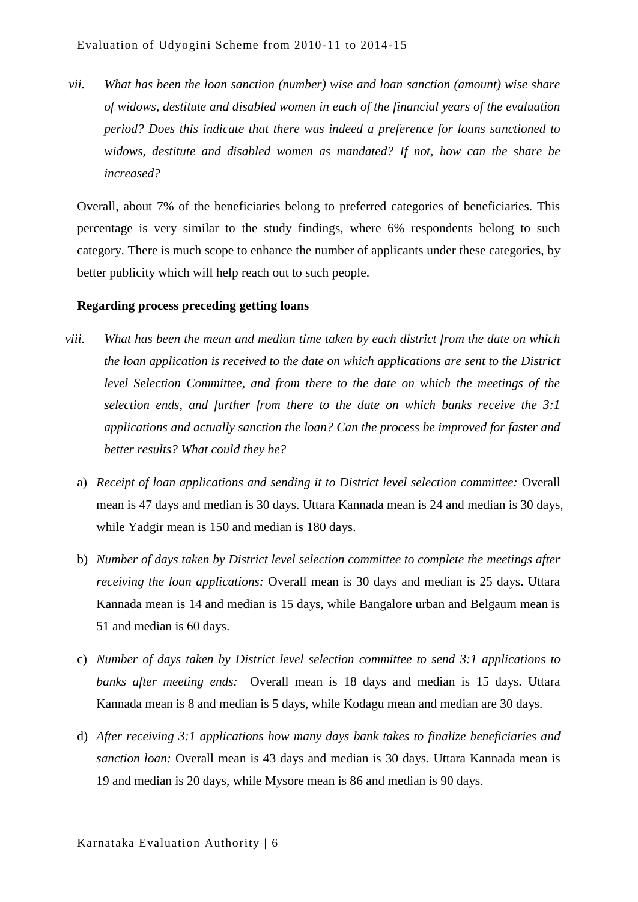vii. *What has been the loan sanction (number) wise and loan sanction (amount) wise share of widows, destitute and disabled women in each of the financial years of the evaluation period? Does this indicate that there was indeed a preference for loans sanctioned to widows, destitute and disabled women as mandated? If not, how can the share be increased?*

Overall, about 7% of the beneficiaries belong to preferred categories of beneficiaries. This percentage is very similar to the study findings, where 6% respondents belong to such category. There is much scope to enhance the number of applicants under these categories, by better publicity which will help reach out to such people.

**Regarding process preceding getting loans**

viii. *What has been the mean and median time taken by each district from the date on which the loan application is received to the date on which applications are sent to the District level Selection Committee, and from there to the date on which the meetings of the selection ends, and further from there to the date on which banks receive the 3:1 applications and actually sanction the loan? Can the process be improved for faster and better results? What could they be?*

a) *Receipt of loan applications and sending it to District level selection committee:* Overall mean is 47 days and median is 30 days. Uttara Kannada mean is 24 and median is 30 days, while Yadgir mean is 150 and median is 180 days.

b) *Number of days taken by District level selection committee to complete the meetings after receiving the loan applications:* Overall mean is 30 days and median is 25 days. Uttara Kannada mean is 14 and median is 15 days, while Bangalore urban and Belgaum mean is 51 and median is 60 days.

c) *Number of days taken by District level selection committee to send 3:1 applications to banks after meeting ends:* Overall mean is 18 days and median is 15 days. Uttara Kannada mean is 8 and median is 5 days, while Kodagu mean and median are 30 days.

d) *After receiving 3:1 applications how many days bank takes to finalize beneficiaries and sanction loan:* Overall mean is 43 days and median is 30 days. Uttara Kannada mean is 19 and median is 20 days, while Mysore mean is 86 and median is 90 days.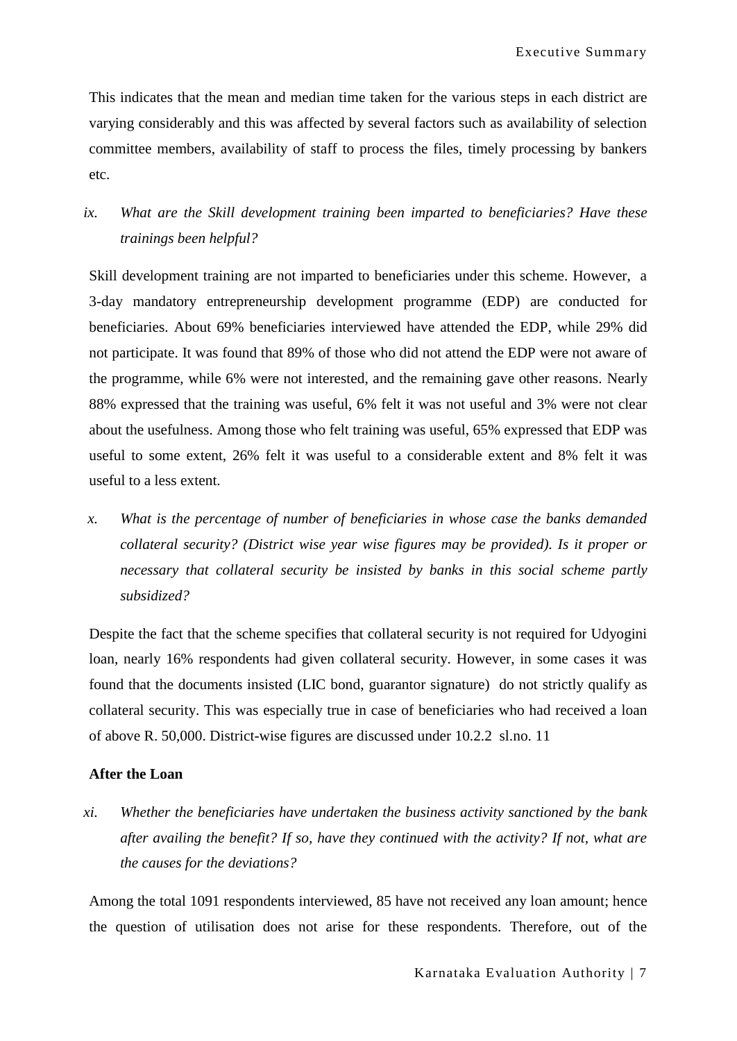This indicates that the mean and median time taken for the various steps in each district are varying considerably and this was affected by several factors such as availability of selection committee members, availability of staff to process the files, timely processing by bankers etc.

ix. *What are the Skill development training been imparted to beneficiaries? Have these trainings been helpful?*

Skill development training are not imparted to beneficiaries under this scheme. However, a 3-day mandatory entrepreneurship development programme (EDP) are conducted for beneficiaries. About 69% beneficiaries interviewed have attended the EDP, while 29% did not participate. It was found that 89% of those who did not attend the EDP were not aware of the programme, while 6% were not interested, and the remaining gave other reasons. Nearly 88% expressed that the training was useful, 6% felt it was not useful and 3% were not clear about the usefulness. Among those who felt training was useful, 65% expressed that EDP was useful to some extent, 26% felt it was useful to a considerable extent and 8% felt it was useful to a less extent.

x. *What is the percentage of number of beneficiaries in whose case the banks demanded collateral security? (District wise year wise figures may be provided). Is it proper or necessary that collateral security be insisted by banks in this social scheme partly subsidized?*

Despite the fact that the scheme specifies that collateral security is not required for Udyogini loan, nearly 16% respondents had given collateral security. However, in some cases it was found that the documents insisted (LIC bond, guarantor signature) do not strictly qualify as collateral security. This was especially true in case of beneficiaries who had received a loan of above R. 50,000. District-wise figures are discussed under 10.2.2 sl.no. 11

**After the Loan**

xi. *Whether the beneficiaries have undertaken the business activity sanctioned by the bank after availing the benefit? If so, have they continued with the activity? If not, what are the causes for the deviations?*

Among the total 1091 respondents interviewed, 85 have not received any loan amount; hence the question of utilisation does not arise for these respondents. Therefore, out of the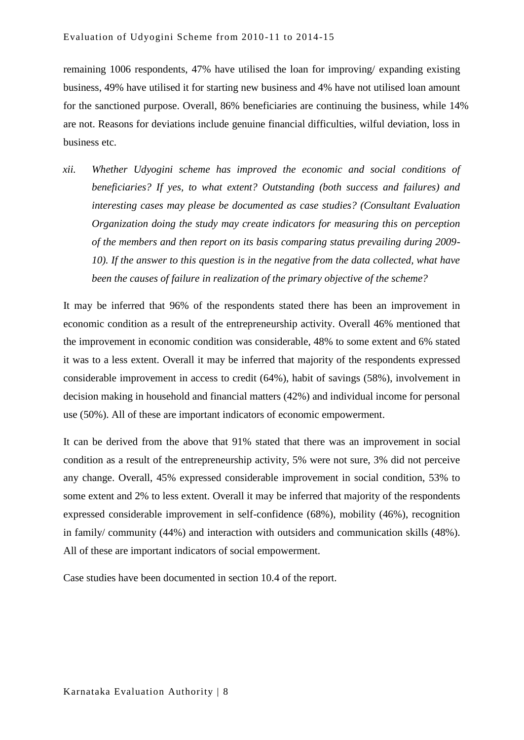remaining 1006 respondents, 47% have utilised the loan for improving/ expanding existing business, 49% have utilised it for starting new business and 4% have not utilised loan amount for the sanctioned purpose. Overall, 86% beneficiaries are continuing the business, while 14% are not. Reasons for deviations include genuine financial difficulties, wilful deviation, loss in business etc.

*xii. Whether Udyogini scheme has improved the economic and social conditions of beneficiaries? If yes, to what extent? Outstanding (both success and failures) and interesting cases may please be documented as case studies? (Consultant Evaluation Organization doing the study may create indicators for measuring this on perception of the members and then report on its basis comparing status prevailing during 2009-10). If the answer to this question is in the negative from the data collected, what have been the causes of failure in realization of the primary objective of the scheme?*

It may be inferred that 96% of the respondents stated there has been an improvement in economic condition as a result of the entrepreneurship activity. Overall 46% mentioned that the improvement in economic condition was considerable, 48% to some extent and 6% stated it was to a less extent. Overall it may be inferred that majority of the respondents expressed considerable improvement in access to credit (64%), habit of savings (58%), involvement in decision making in household and financial matters (42%) and individual income for personal use (50%). All of these are important indicators of economic empowerment.

It can be derived from the above that 91% stated that there was an improvement in social condition as a result of the entrepreneurship activity, 5% were not sure, 3% did not perceive any change. Overall, 45% expressed considerable improvement in social condition, 53% to some extent and 2% to less extent. Overall it may be inferred that majority of the respondents expressed considerable improvement in self-confidence (68%), mobility (46%), recognition in family/ community (44%) and interaction with outsiders and communication skills (48%). All of these are important indicators of social empowerment.

Case studies have been documented in section 10.4 of the report.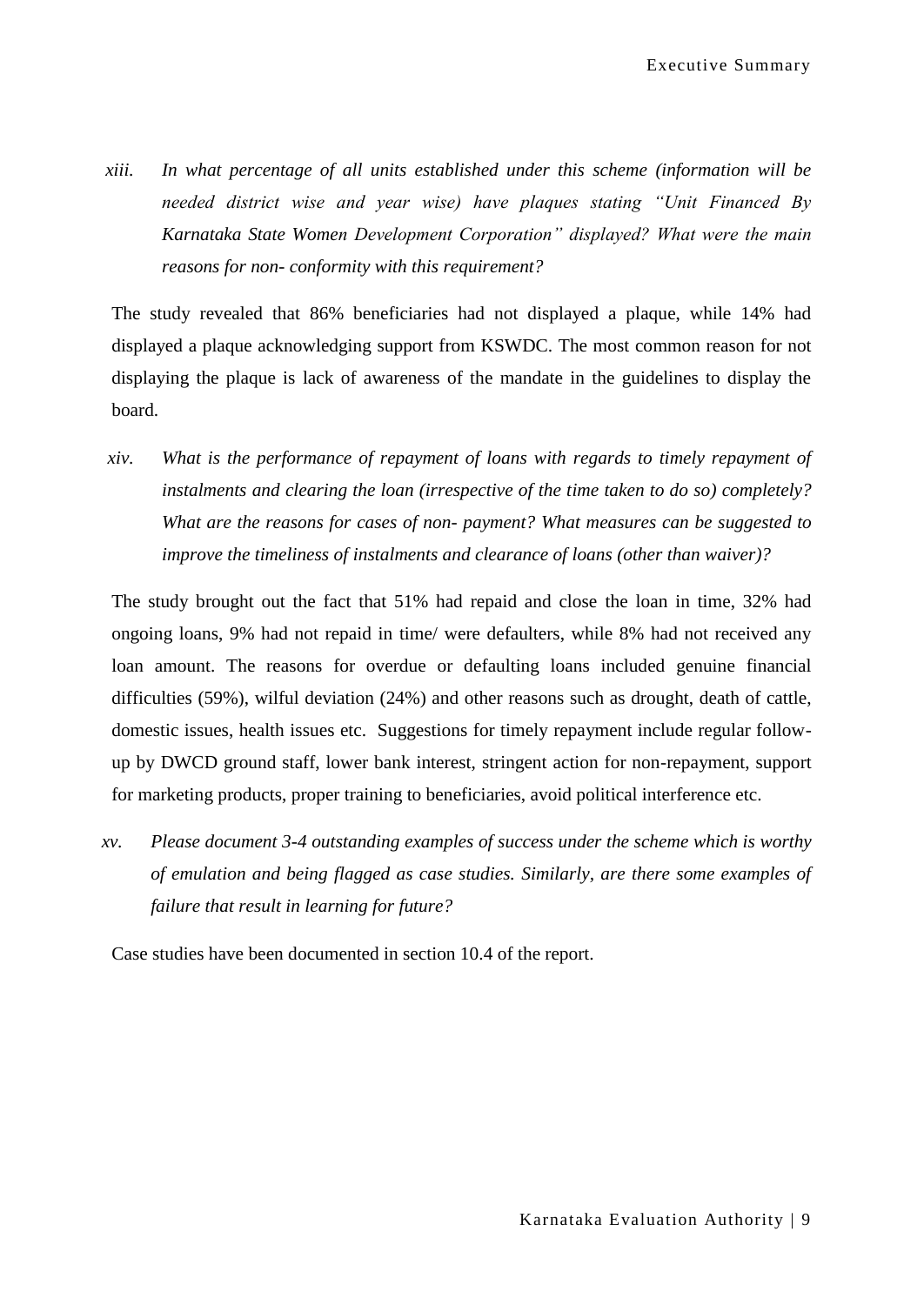xiii. *In what percentage of all units established under this scheme (information will be needed district wise and year wise) have plaques stating "Unit Financed By Karnataka State Women Development Corporation" displayed? What were the main reasons for non- conformity with this requirement?*

The study revealed that 86% beneficiaries had not displayed a plaque, while 14% had displayed a plaque acknowledging support from KSWDC. The most common reason for not displaying the plaque is lack of awareness of the mandate in the guidelines to display the board.

xiv. *What is the performance of repayment of loans with regards to timely repayment of instalments and clearing the loan (irrespective of the time taken to do so) completely? What are the reasons for cases of non- payment? What measures can be suggested to improve the timeliness of instalments and clearance of loans (other than waiver)?*

The study brought out the fact that 51% had repaid and close the loan in time, 32% had ongoing loans, 9% had not repaid in time/ were defaulters, while 8% had not received any loan amount. The reasons for overdue or defaulting loans included genuine financial difficulties (59%), wilful deviation (24%) and other reasons such as drought, death of cattle, domestic issues, health issues etc. Suggestions for timely repayment include regular follow-up by DWCD ground staff, lower bank interest, stringent action for non-repayment, support for marketing products, proper training to beneficiaries, avoid political interference etc.

xv. *Please document 3-4 outstanding examples of success under the scheme which is worthy of emulation and being flagged as case studies. Similarly, are there some examples of failure that result in learning for future?*

Case studies have been documented in section 10.4 of the report.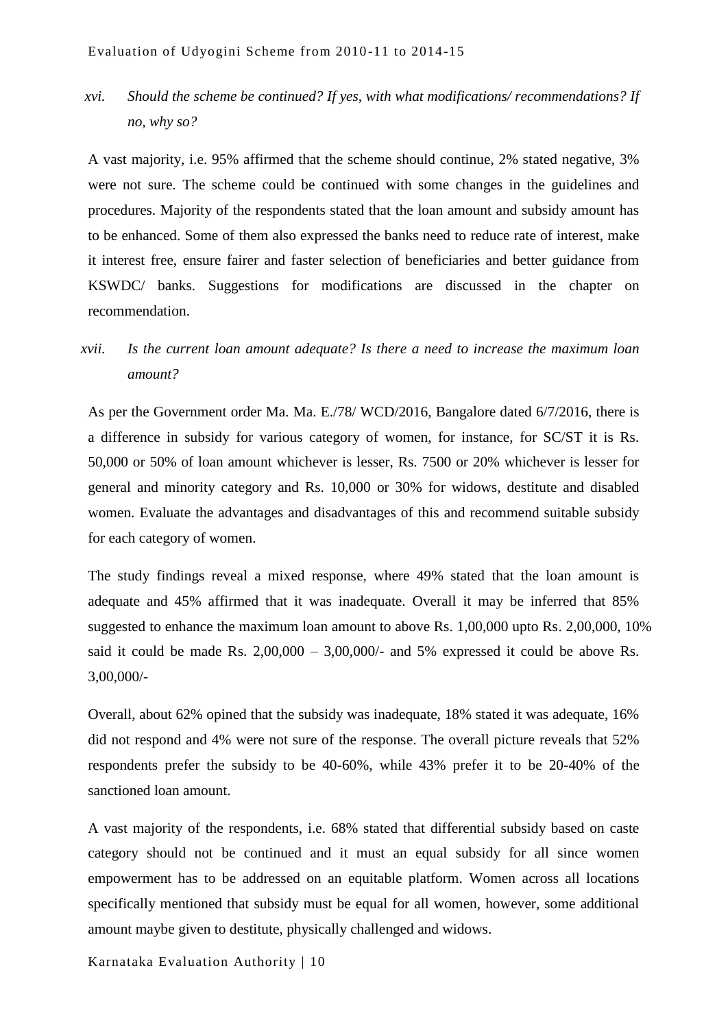*xvi. Should the scheme be continued? If yes, with what modifications/ recommendations? If no, why so?*

A vast majority, i.e. 95% affirmed that the scheme should continue, 2% stated negative, 3% were not sure. The scheme could be continued with some changes in the guidelines and procedures. Majority of the respondents stated that the loan amount and subsidy amount has to be enhanced. Some of them also expressed the banks need to reduce rate of interest, make it interest free, ensure fairer and faster selection of beneficiaries and better guidance from KSWDC/ banks. Suggestions for modifications are discussed in the chapter on recommendation.

*xvii. Is the current loan amount adequate? Is there a need to increase the maximum loan amount?*

As per the Government order Ma. Ma. E./78/ WCD/2016, Bangalore dated 6/7/2016, there is a difference in subsidy for various category of women, for instance, for SC/ST it is Rs. 50,000 or 50% of loan amount whichever is lesser, Rs. 7500 or 20% whichever is lesser for general and minority category and Rs. 10,000 or 30% for widows, destitute and disabled women. Evaluate the advantages and disadvantages of this and recommend suitable subsidy for each category of women.

The study findings reveal a mixed response, where 49% stated that the loan amount is adequate and 45% affirmed that it was inadequate. Overall it may be inferred that 85% suggested to enhance the maximum loan amount to above Rs. 1,00,000 upto Rs. 2,00,000, 10% said it could be made Rs. 2,00,000 – 3,00,000/- and 5% expressed it could be above Rs. 3,00,000/-

Overall, about 62% opined that the subsidy was inadequate, 18% stated it was adequate, 16% did not respond and 4% were not sure of the response. The overall picture reveals that 52% respondents prefer the subsidy to be 40-60%, while 43% prefer it to be 20-40% of the sanctioned loan amount.

A vast majority of the respondents, i.e. 68% stated that differential subsidy based on caste category should not be continued and it must an equal subsidy for all since women empowerment has to be addressed on an equitable platform. Women across all locations specifically mentioned that subsidy must be equal for all women, however, some additional amount maybe given to destitute, physically challenged and widows.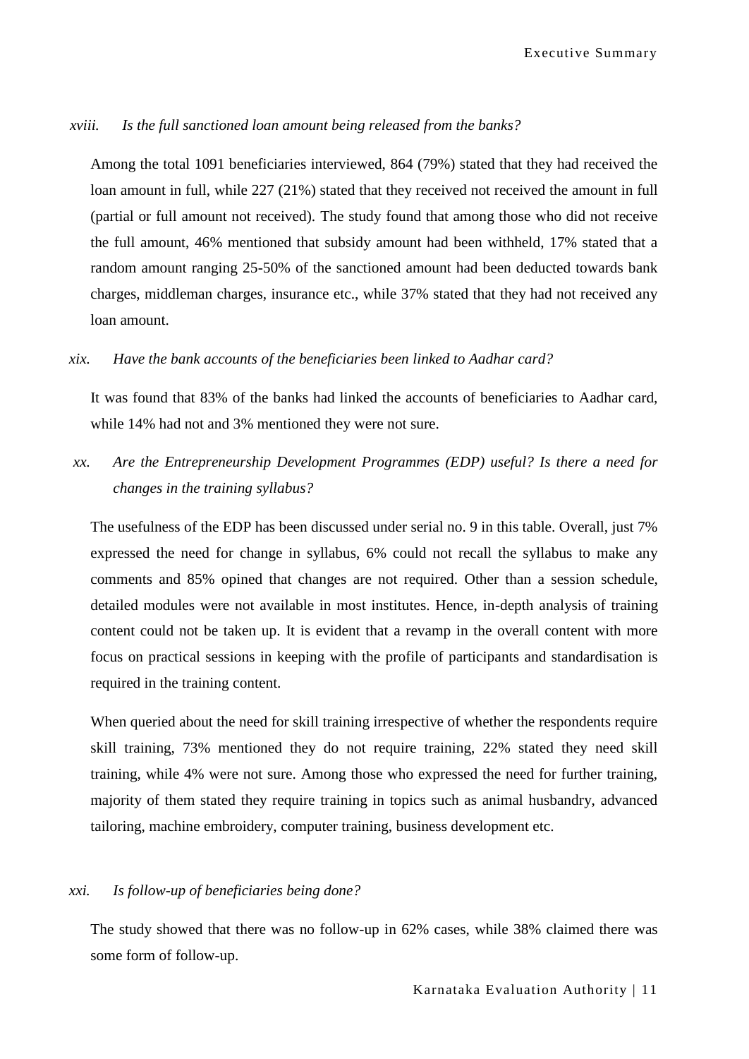*xviii. Is the full sanctioned loan amount being released from the banks?*

Among the total 1091 beneficiaries interviewed, 864 (79%) stated that they had received the loan amount in full, while 227 (21%) stated that they received not received the amount in full (partial or full amount not received). The study found that among those who did not receive the full amount, 46% mentioned that subsidy amount had been withheld, 17% stated that a random amount ranging 25-50% of the sanctioned amount had been deducted towards bank charges, middleman charges, insurance etc., while 37% stated that they had not received any loan amount.

*xix. Have the bank accounts of the beneficiaries been linked to Aadhar card?*

It was found that 83% of the banks had linked the accounts of beneficiaries to Aadhar card, while 14% had not and 3% mentioned they were not sure.

*xx. Are the Entrepreneurship Development Programmes (EDP) useful? Is there a need for changes in the training syllabus?*

The usefulness of the EDP has been discussed under serial no. 9 in this table. Overall, just 7% expressed the need for change in syllabus, 6% could not recall the syllabus to make any comments and 85% opined that changes are not required. Other than a session schedule, detailed modules were not available in most institutes. Hence, in-depth analysis of training content could not be taken up. It is evident that a revamp in the overall content with more focus on practical sessions in keeping with the profile of participants and standardisation is required in the training content.

When queried about the need for skill training irrespective of whether the respondents require skill training, 73% mentioned they do not require training, 22% stated they need skill training, while 4% were not sure. Among those who expressed the need for further training, majority of them stated they require training in topics such as animal husbandry, advanced tailoring, machine embroidery, computer training, business development etc.

*xxi. Is follow-up of beneficiaries being done?*

The study showed that there was no follow-up in 62% cases, while 38% claimed there was some form of follow-up.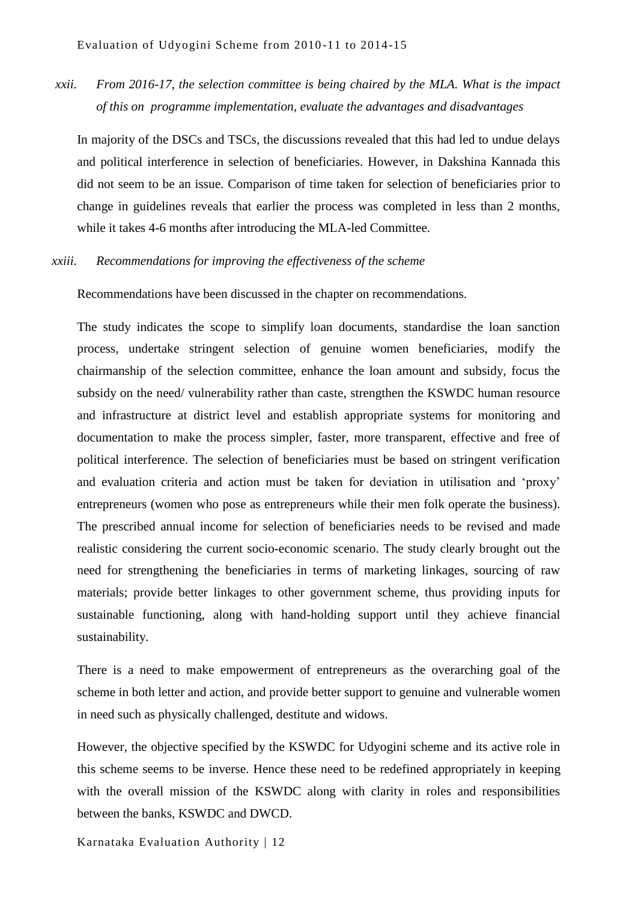*xxii. From 2016-17, the selection committee is being chaired by the MLA. What is the impact of this on programme implementation, evaluate the advantages and disadvantages*

In majority of the DSCs and TSCs, the discussions revealed that this had led to undue delays and political interference in selection of beneficiaries. However, in Dakshina Kannada this did not seem to be an issue. Comparison of time taken for selection of beneficiaries prior to change in guidelines reveals that earlier the process was completed in less than 2 months, while it takes 4-6 months after introducing the MLA-led Committee.

*xxiii. Recommendations for improving the effectiveness of the scheme*

Recommendations have been discussed in the chapter on recommendations.

The study indicates the scope to simplify loan documents, standardise the loan sanction process, undertake stringent selection of genuine women beneficiaries, modify the chairmanship of the selection committee, enhance the loan amount and subsidy, focus the subsidy on the need/ vulnerability rather than caste, strengthen the KSWDC human resource and infrastructure at district level and establish appropriate systems for monitoring and documentation to make the process simpler, faster, more transparent, effective and free of political interference. The selection of beneficiaries must be based on stringent verification and evaluation criteria and action must be taken for deviation in utilisation and 'proxy' entrepreneurs (women who pose as entrepreneurs while their men folk operate the business). The prescribed annual income for selection of beneficiaries needs to be revised and made realistic considering the current socio-economic scenario. The study clearly brought out the need for strengthening the beneficiaries in terms of marketing linkages, sourcing of raw materials; provide better linkages to other government scheme, thus providing inputs for sustainable functioning, along with hand-holding support until they achieve financial sustainability.

There is a need to make empowerment of entrepreneurs as the overarching goal of the scheme in both letter and action, and provide better support to genuine and vulnerable women in need such as physically challenged, destitute and widows.

However, the objective specified by the KSWDC for Udyogini scheme and its active role in this scheme seems to be inverse. Hence these need to be redefined appropriately in keeping with the overall mission of the KSWDC along with clarity in roles and responsibilities between the banks, KSWDC and DWCD.